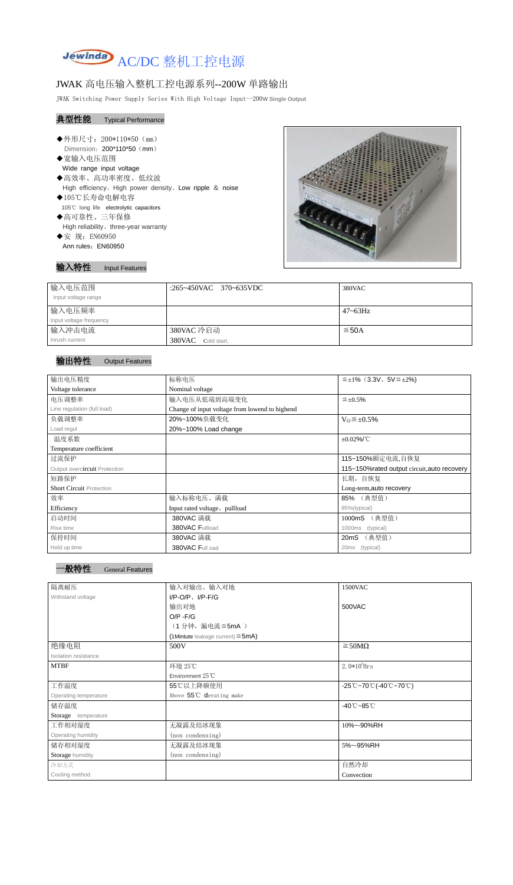# AC/DC 整机工控电源

## JWAK 高电压输入整机工控电源系列--200W 单路输出

JWAK Switching Power Supply Series With High Voltage Input--200W Single Output

### 典型性能 Typical Performance

- ◆外形尺寸：200*110*50（mm）
  Dimension：200*110*50（mm）
- ◆宽输入电压范围
  Wide range input voltage
- ◆高效率、高功率密度、低纹波
  High efficiency、High power density、Low ripple ＆ noise
- ◆105℃长寿命电解电容
  105℃ long life electrolytic capacitors
- ◆高可靠性、三年保修
  High reliability、three-year warranty
- ◆安 规：EN60950
  Ann rules：EN60950

### 输入特性 Input Features

| | | |
|---|---|---|
| 输入电压范围<br>Input voltage range | :265~450VAC 370~635VDC | 380VAC |
| 输入电压频率<br>Input voltage frequency | | 47~63Hz |
| 输入冲击电流<br>Inrush current | 380VAC 冷启动<br>380VAC Cold start, | ≦50A |

### 输出特性 Output Features

| | | |
|---|---|---|
| 输出电压精度<br>Voltage tolerance | 标称电压<br>Nominal voltage | ≦±1%（3.3V、5V≦±2%) |
| 电压调整率<br>Line regulation (full load) | 输入电压从低端到高端变化<br>Change of input voltage from lowend to highend | ≦±0.5% |
| 负载调整率<br>Load regul | 20%~100%负载变化<br>20%~100% Load change | $V_O$≦±0.5% |
| 温度系数<br>Temperature coefficient | | ±0.02%/℃ |
| 过流保护<br>Output overcircuit Protection | | 115~150%额定电流,自恢复<br>115~150%rated output circuit,auto recovery |
| 短路保护<br>Short Circuit Protection | | 长期，自恢复<br>Long-term,auto recovery |
| 效率<br>Efficiency | 输入标称电压、满载<br>Input rated voltage、pullload | 85% （典型值）<br>85%(typical) |
| 启动时间<br>Rise time | 380VAC 满载<br>380VAC Fullload | 1000mS （典型值）<br>1000ms (typical) |
| 保持时间<br>Hold up time | 380VAC 满载<br>380VAC Full oad | 20mS （典型值）<br>20ms (typical) |

### 一般特性 General Features

| | | |
|---|---|---|
| 隔离耐压<br>Withstand voltage | 输入对输出、输入对地<br>I/P-O/P、I/P-F/G<br>输出对地<br>O/P -F/G<br>（1 分钟，漏电流≦5mA ）<br>(1Mintute leakage current)≦5mA) | 1500VAC<br><br>500VAC |
| 绝缘电阻<br>Isolation resistance | 500V | ≧50MΩ |
| MTBF | 环境 25℃<br>Environment 25℃ | $2.0*10^5$Hrs |
| 工作温度<br>Operating temperature | 55℃以上降额使用<br>Above 55℃ derating make | -25℃~70℃(-40℃~70℃) |
| 储存温度<br>Storage temperature | | -40℃~85℃ |
| 工作相对湿度<br>Operating humidity | 无凝露及结冰现象<br>(non condensing) | 10%~-90%RH |
| 储存相对湿度<br>Storage humidity | 无凝露及结冰现象<br>(non condensing) | 5%~-95%RH |
| 冷却方式<br>Cooling method | | 自然冷却<br>Convection |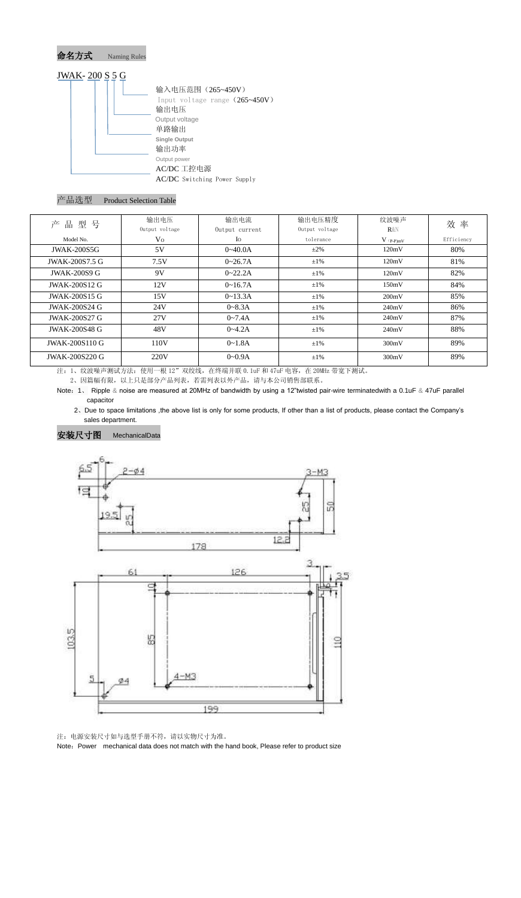## 命名方式 Naming Rules

JWAK- 200 S 5 G

- G：输入电压范围（265~450V） Input voltage range（265~450V）
- 5：输出电压 Output voltage
- S：单路输出 Single Output
- 200：输出功率 Output power
- JWAK：AC/DC 工控电源 AC/DC Switching Power Supply

## 产品选型 Product Selection Table

| 产 品 型 号 Model No. | 输出电压 Output voltage Vo | 输出电流 Output current Io | 输出电压精度 Output voltage tolerance | 纹波噪声 R&N V（P-P)mV | 效 率 Efficiency |
|---|---|---|---|---|---|
| JWAK-200S5G | 5V | 0~40.0A | ±2% | 120mV | 80% |
| JWAK-200S7.5 G | 7.5V | 0~26.7A | ±1% | 120mV | 81% |
| JWAK-200S9 G | 9V | 0~22.2A | ±1% | 120mV | 82% |
| JWAK-200S12 G | 12V | 0~16.7A | ±1% | 150mV | 84% |
| JWAK-200S15 G | 15V | 0~13.3A | ±1% | 200mV | 85% |
| JWAK-200S24 G | 24V | 0~8.3A | ±1% | 240mV | 86% |
| JWAK-200S27 G | 27V | 0~7.4A | ±1% | 240mV | 87% |
| JWAK-200S48 G | 48V | 0~4.2A | ±1% | 240mV | 88% |
| JWAK-200S110 G | 110V | 0~1.8A | ±1% | 300mV | 89% |
| JWAK-200S220 G | 220V | 0~0.9A | ±1% | 300mV | 89% |

注：1、纹波噪声测试方法：使用一根 12” 双绞线，在终端并联 0.1uF 和 47uF 电容，在 20MHz 带宽下测试。

2、因篇幅有限，以上只是部分产品列表，若需列表以外产品，请与本公司销售部联系。

Note：1、 Ripple & noise are measured at 20MHz of bandwidth by using a 12"twisted pair-wire terminatedwith a 0.1uF & 47uF parallel capacitor

2、Due to space limitations ,the above list is only for some products, If other than a list of products, please contact the Company's sales department.

## 安装尺寸图 MechanicalData

6.5 6 2-Ø4 3-M3 10 25 50 19.5 25 12.8 178

61 126 3 3.5 10 103.5 85 110 5 Ø4 4-M3 199

注：电源安装尺寸如与选型手册不符，请以实物尺寸为准。

Note：Power mechanical data does not match with the hand book, Please refer to product size